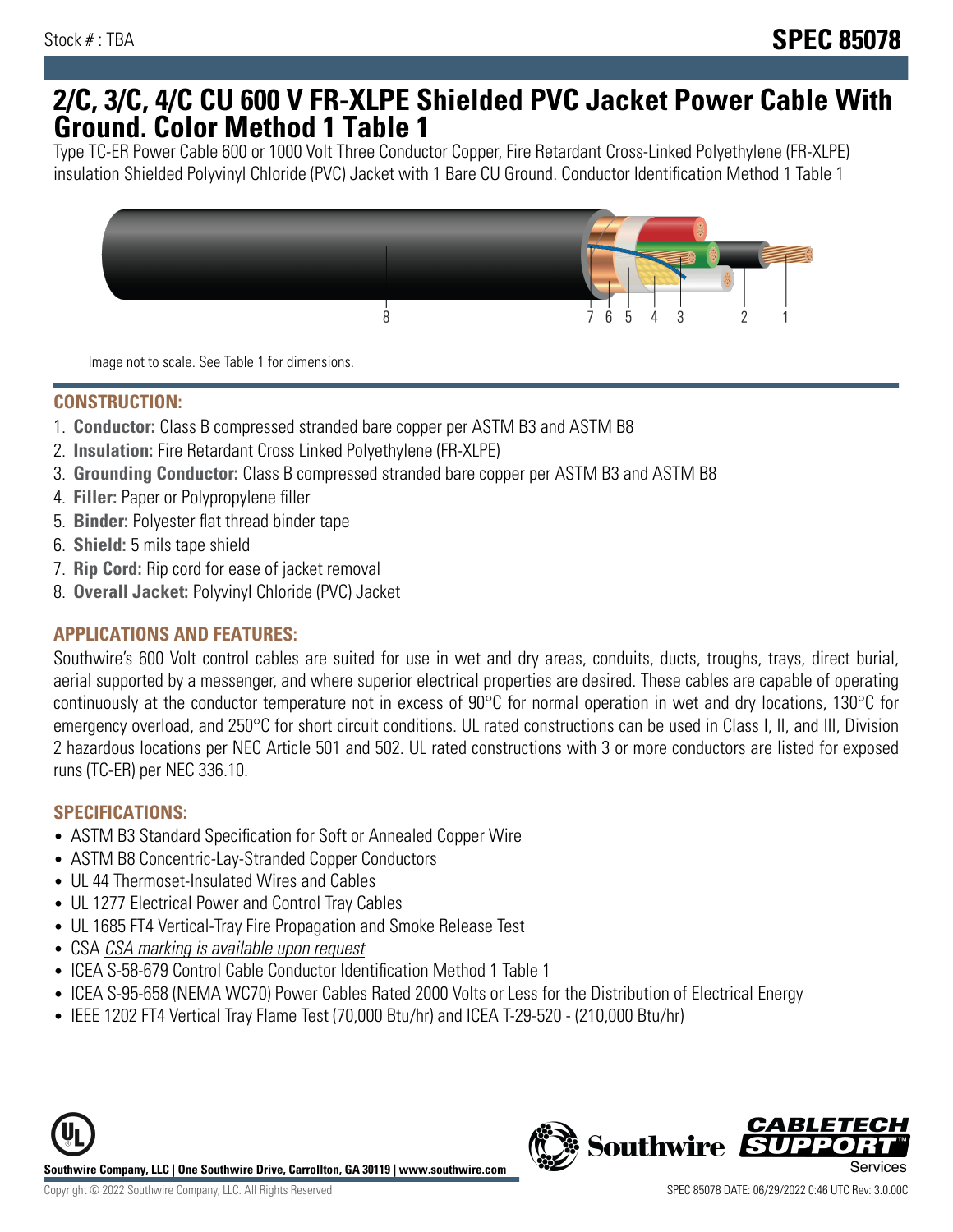Stock # : TBA

# SPEC 85078

## 2/C, 3/C, 4/C CU 600 V FR-XLPE Shielded PVC Jacket Power Cable With Ground. Color Method 1 Table 1

Type TC-ER Power Cable 600 or 1000 Volt Three Conductor Copper, Fire Retardant Cross-Linked Polyethylene (FR-XLPE) insulation Shielded Polyvinyl Chloride (PVC) Jacket with 1 Bare CU Ground. Conductor Identification Method 1 Table 1

8 7 6 5 4 3 2 1

Image not to scale. See Table 1 for dimensions.

### CONSTRUCTION:

1. **Conductor:** Class B compressed stranded bare copper per ASTM B3 and ASTM B8
2. **Insulation:** Fire Retardant Cross Linked Polyethylene (FR-XLPE)
3. **Grounding Conductor:** Class B compressed stranded bare copper per ASTM B3 and ASTM B8
4. **Filler:** Paper or Polypropylene filler
5. **Binder:** Polyester flat thread binder tape
6. **Shield:** 5 mils tape shield
7. **Rip Cord:** Rip cord for ease of jacket removal
8. **Overall Jacket:** Polyvinyl Chloride (PVC) Jacket

### APPLICATIONS AND FEATURES:

Southwire's 600 Volt control cables are suited for use in wet and dry areas, conduits, ducts, troughs, trays, direct burial, aerial supported by a messenger, and where superior electrical properties are desired. These cables are capable of operating continuously at the conductor temperature not in excess of 90°C for normal operation in wet and dry locations, 130°C for emergency overload, and 250°C for short circuit conditions. UL rated constructions can be used in Class I, II, and III, Division 2 hazardous locations per NEC Article 501 and 502. UL rated constructions with 3 or more conductors are listed for exposed runs (TC-ER) per NEC 336.10.

### SPECIFICATIONS:

- ASTM B3 Standard Specification for Soft or Annealed Copper Wire
- ASTM B8 Concentric-Lay-Stranded Copper Conductors
- UL 44 Thermoset-Insulated Wires and Cables
- UL 1277 Electrical Power and Control Tray Cables
- UL 1685 FT4 Vertical-Tray Fire Propagation and Smoke Release Test
- CSA *CSA marking is available upon request*
- ICEA S-58-679 Control Cable Conductor Identification Method 1 Table 1
- ICEA S-95-658 (NEMA WC70) Power Cables Rated 2000 Volts or Less for the Distribution of Electrical Energy
- IEEE 1202 FT4 Vertical Tray Flame Test (70,000 Btu/hr) and ICEA T-29-520 - (210,000 Btu/hr)

**Southwire Company, LLC | One Southwire Drive, Carrollton, GA 30119 | www.southwire.com**

Copyright © 2022 Southwire Company, LLC. All Rights Reserved

SPEC 85078 DATE: 06/29/2022 0:46 UTC Rev: 3.0.00C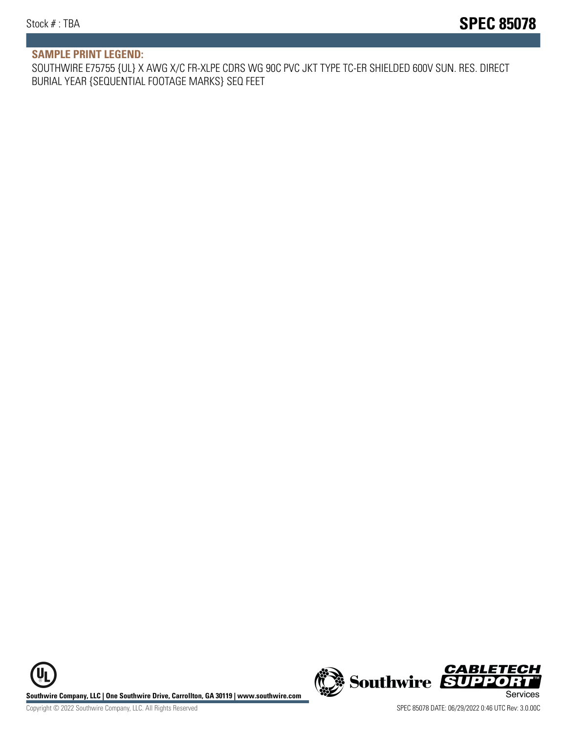## SAMPLE PRINT LEGEND:

SOUTHWIRE E75755 {UL} X AWG X/C FR-XLPE CDRS WG 90C PVC JKT TYPE TC-ER SHIELDED 600V SUN. RES. DIRECT BURIAL YEAR {SEQUENTIAL FOOTAGE MARKS} SEQ FEET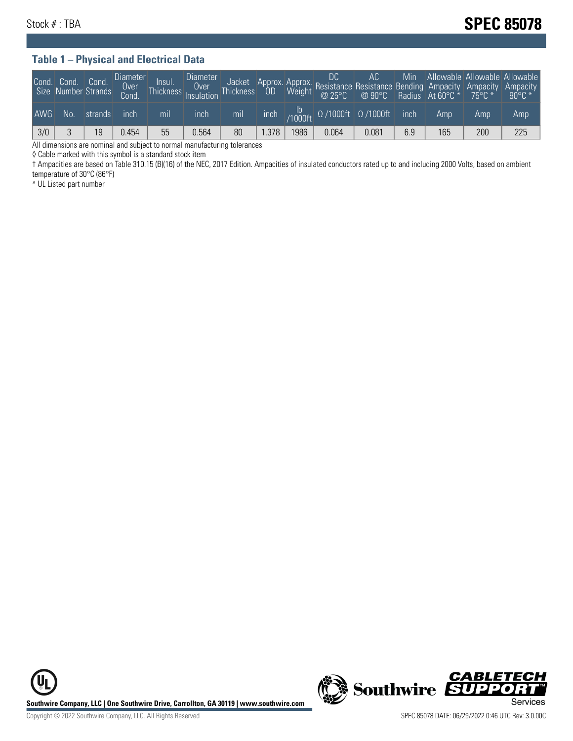### Table 1 – Physical and Electrical Data

| Cond. Size | Cond. Number | Cond. Strands | Diameter Over Cond. | Insul. Thickness | Diameter Over Insulation | Jacket Thickness | Approx. OD | Approx. Weight | DC Resistance @ 25°C | AC Resistance @ 90°C | Min Bending Radius | Allowable Ampacity At 60°C * | Allowable Ampacity 75°C * | Allowable Ampacity 90°C * |
|---|---|---|---|---|---|---|---|---|---|---|---|---|---|---|
| AWG | No. | strands | inch | mil | inch | mil | inch | lb /1000ft | Ω /1000ft | Ω /1000ft | inch | Amp | Amp | Amp |
| 3/0 | 3 | 19 | 0.454 | 55 | 0.564 | 80 | 1.378 | 1986 | 0.064 | 0.081 | 6.9 | 165 | 200 | 225 |

All dimensions are nominal and subject to normal manufacturing tolerances

◊ Cable marked with this symbol is a standard stock item

† Ampacities are based on Table 310.15 (B)(16) of the NEC, 2017 Edition. Ampacities of insulated conductors rated up to and including 2000 Volts, based on ambient temperature of 30°C (86°F)

^ UL Listed part number

**Southwire Company, LLC | One Southwire Drive, Carrollton, GA 30119 | www.southwire.com**

Copyright © 2022 Southwire Company, LLC. All Rights Reserved

SPEC 85078 DATE: 06/29/2022 0:46 UTC Rev: 3.0.00C